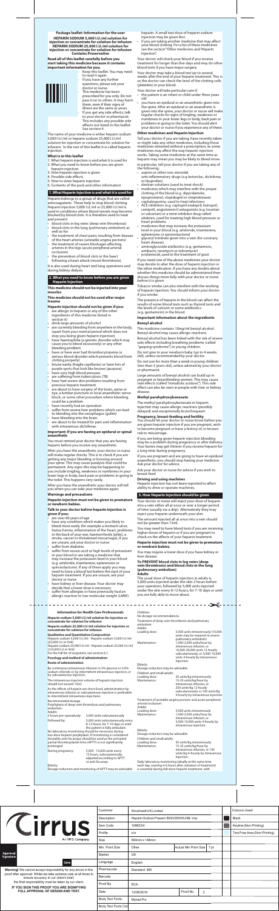# Package leaflet: Information for the user

**HEPARIN SODIUM 5,000 I.U./ml solution for injection or concentrate for solution for infusion**
**HEPARIN SODIUM 25,000 I.U./ml solution for injection or concentrate for solution for infusion**
**Contains Preservative**

**Read all of this leaflet carefully before you start taking this medicine because it contains important information for you.**

- Keep this leaflet. You may need to read it again.
- If you have any further questions, please ask your doctor or nurse.
- This medicine has been prescribed for you only. Do not pass it on to others. It may harm them, even if their signs of illness are the same as yours.
- If you get any side effects, talk to your doctor or pharmacist. This includes any possible side effects not listed in this leaflet. See section 4.

The name of your medicine is either heparin sodium 5,000 I.U./ml or heparin sodium 25,000 I.U./ml solution for injection or concentrate for solution for infusion. In the rest of this leaflet it is called heparin injection.

**What is in this leaflet**

1. What heparin injection is and what it is used for
2. What you need to know before you are given heparin injection
3. How heparin injection is given
4. Possible side effects
5. How to store heparin injection
6. Contents of the pack and other information

## 1. What heparin injection is and what it is used for

Heparin belongs to a group of drugs that are called anticoagulants. These help to stop blood clotting. Heparin injection 5,000 I.U./ml or 25,000 I.U./ml is used in conditions where blood vessels may become blocked by blood clots. It is therefore used to treat and prevent:

- blood clots in leg veins (deep vein thrombosis)
- blood clots in the lung (pulmonary embolism) as well as for:
- the treatment of chest pains resulting from disease of the heart arteries (unstable angina pectoris)
- the treatment of severe blockages affecting arteries in the legs (acute peripheral arterial occlusion)
- the prevention of blood clots in the heart following a heart attack (mural thrombosis).

It is also used during heart and lung operations and during kidney dialysis.

## 2. What you need to know before you are given Heparin injection

**This medicine should not be injected into your muscles**

**This medicine should not be used after major trauma**

**Heparin injection should not be given if you:**

- are allergic to heparin or any of the other ingredients of this medicine (listed in section 6)
- drink large amounts of alcohol
- are currently bleeding from anywhere in the body, (apart from your normal period which does not stop you being given heparin injection)
- have haemophilia (a genetic disorder which may cause you to bleed excessively) or any other bleeding problem
- have or have ever had thrombocytopenia (a serious blood disorder which prevents blood from clotting properly)
- bruise easily (fragile capillaries) or have lots of purple spots that look like bruises (purpura)
- have very high blood pressure
- are suffering from tuberculosis (TB)
- have had severe skin problems resulting from previous heparin treatment
- are about to have surgery of the brain, spine or eye, a lumbar puncture or local anaesthetic nerve block, or some other procedure where bleeding could be a problem
- have recently had an operation
- suffer from severe liver problems which can lead to bleeding into the oesophagus (gullet)
- have bleeding into the brain.
- are about to be treated for pain and inflammation with intravenous diclofenac

**Important: if you are having an epidural or spinal anaesthetic**

You must remind your doctor that you are having heparin before you receive any anaesthetic.

After you have the anaesthetic your doctor or nurse will make regular checks. This is to check if you are getting any major bleeding or bruising around your spine. This may cause paralysis that could be permanent. Any signs this may be happening to you include tingling, weakness or numbness in your lower legs or body, back pain or problems in going to the toilet. This happens very rarely.

After you have the anaesthetic your doctor will tell you when you can take your medicine again.

**Warnings and precautions**

**Heparin injection must not be given to premature or newborn babies.**

**Talk to your doctor before heparin injection is given if you:**

- are over 60 years of age
- have any condition which makes you likely to bleed more easily (for example a stomach ulcer, hiatus hernia, inflammation of the heart, problems in the back of your eye, haemorrhoids (piles), a stroke, cancer or threatened miscarriage). If you are unsure, ask your doctor or nurse.
- suffer from diabetes
- suffer from excess acid or high levels of potassium in your blood or are taking a medicine that may increase the potassium level in your blood (e.g. amiloride, triamterene, eplerenone or spironolactone). If any of these apply you may need to have a blood test before the start of your heparin treatment. If you are unsure, ask your doctor or nurse
- have kidney or liver disease. Your doctor may decide that a lower dose is necessary
- suffer from allergies or have previously had an allergic reaction to low molecular weight (LMW) heparin. A small test dose of heparin sodium injection may be given first.
- If you are taking another medicine that may affect your blood clotting. For a list of these medicines see the section "Other medicines and Heparin Injection".

Your doctor will check your blood if you receive treatment for longer than five days and may do other blood tests if you have major surgery.

Your doctor may take a blood test up to several weeks after the end of your heparin treatment. This is so the doctor can check the level of the clotting cells (platelets) in your blood.

Your doctor will take particular care if:

- the patient is an infant or child under three years old
- you have an epidural or an anaesthetic given into the spine. After an epidural or an anaesthetic is given into the spine, your doctor or nurse will make regular checks for signs of tingling, weakness or numbness in your lower legs or body, back pain or problems in going to the toilet. You should alert your doctor or nurse if you experience any of these.

**Other medicines and Heparin Injection**

Tell your doctor if you are taking, have recently taken or might take any other medicines, including those medicines obtained without a prescription, as some medicines may affect the way heparin injection works. Taking some medicines at the same time as heparin may mean you may be likely to bleed more.

In particular, tell your doctor if you are taking any of the following:

- aspirin or other non-steroidal anti-inflammatory drugs (e.g ketorolac, diclofenac or ibuprofen)
- dextran solutions (used to treat shock)
- medicines which may interfere with the proper clotting of the blood (e.g. dipyridamole, epoprostenol, clopidogrel or streptokinase)
- cephalosporins, used to treat infections
- ACE inhibitors (e.g. captopril enalapril, lisinopril, ramipril), angiotensin II antagonists (e.g. losartan or valsartan) or a renin inhibitor drug called aliskiren, used for treating high blood pressure or heart problems
- medicines that may increase the potassium level in your blood (e.g. amiloride, triamterene, eplerenone or spironolactone)
- glyceryl trinitrate given into a vein (for coronary heart disease)
- aminoglycoside antibiotics (e.g. gentamicin, amikacin, neomycin or tobramycin)
- probenecid, used in the treatment of gout.

If you need one of the above medicines your doctor may decide to alter the dose of heparin injection or the other medication. If you have any doubts about whether this medicine should be administered then discuss things more fully with your doctor or nurse before it is given.

Tobacco smoke can also interfere with the working of heparin injection. You should inform your doctor if you smoke.

The presence of heparin in the blood can affect the results of some blood tests such as thyroid tests and the levels of calcium or some antibiotics (e.g. gentamicin) in the blood.

**Important information about the ingredients**

**Benzyl alcohol**

This medicine contains 10mg/ml benzyl alcohol. Benzyl alcohol may cause allergic reactions.

Benzyl alcohol has been linked with the risk of severe side effects including breathing problems (called "gasping syndrome") in young children.

Do not give to your newborn baby (up to 4 weeks old), unless recommended by your doctor.

Do not use for more than a week in young children (less than 3 years old), unless advised by your doctor or pharmacist.

Large amounts of benzyl alcohol can build up in pregnant or breastfeeding women. This may cause side effects (called "metabolic acidosis"). This side effect can also be seen in people with liver or kidney disease.

**Methyl parahydroxybenzoate**

The methyl parahydroxybenzoate in heparin injection may cause allergic reactions (possibly delayed) and exceptionally bronchospasm.

**Pregnancy, breast-feeding and fertility**

You should let your doctor or nurse know before you are given heparin injection if you are pregnant, wish to become pregnant or have a history of, or known risk to miscarriage.

If you are being given heparin injection bleeding may be a problem during pregnancy or after delivery. Your bones may get thinner if you receive heparin for a long time during pregnancy.

If you are pregnant and are going to have an epidural anaesthetic, you should stop having your medicine. Ask your doctor for advice.

Ask your doctor or nurse for advice if you wish to breast-feed.

**Driving and using machines**

Heparin injection has not been reported to affect ability to drive or operate machines.

## 3. How Heparin injection should be given

Your doctor or nurse will inject your dose of heparin into a vein either all at once or over a longer period of time (usually via a drip). Alternatively they may inject your heparin underneath your skin.

The amount injected all at once into a vein should not be greater than 15ml.

You may need to have blood tests if you are receiving higher doses of heparin or if you are pregnant to check on the effects of your heparin treatment.

**Heparin injection must not be given to premature or newborn babies.**

You may require a lower dose if you have kidney or liver disease.

**To PREVENT blood clots in leg veins (deep vein thrombosis) and blood clots in the lung (pulmonary embolism)**

**Adults**

The usual dose of heparin injection in adults is 5,000 units injected under the skin 2 hours before your operation, followed by 5,000 units injected under the skin every 8-12 hours, for 7-10 days or until you are fully able to move about.

---

**Information for Health Care Professionals**

**Heparin sodium 5,000 I.U./ml solution for injection or concentrate for solution for infusion**

**Heparin sodium 25,000 I.U./ml solution for injection or concentrate for solution for infusion**

**Qualitative and Quantitative Composition**

Heparin sodium 5,000 I.U./ml - Heparin sodium 5,000 I.U./ml (25,000 I.U. in 5ml)
Heparin sodium 25,000 I.U./ml - Heparin sodium 25,000 I.U./ml (125,000 I.U. in 5ml)
For the full list of excipients, see section 6.1.

**Posology and method of administration**

**Route of administration**

By continuous intravenous infusion in 5% glucose or 0.9% sodium chloride or by intermittent intravenous injection, or by subcutaneous injection.

The intravenous injection volume of heparin injection should not exceed 15ml.

As the effects of heparin are short-lived, administration by intravenous infusion or subcutaneous injection is preferable to intermittent intravenous injections.

Recommended dosage
Prophylaxis of deep vein thrombosis and pulmonary embolism:
Adults:

| | |
|---|---|
| 2 hours pre-operatively: | 5,000 units subcutaneously |
| Followed by: | 5,000 units subcutaneously every 8-12 hours, for 7-10 days or until the patient is fully ambulant. |

No laboratory monitoring should be necessary during low dose heparin prophylaxis. If monitoring is considered desirable, anti-Xa assays should be used as the activated partial thromboplastin time (APTT) is not significantly prolonged.

| | |
|---|---|
| During pregnancy: | 5,000 - 10,000 units every 12 hours, subcutaneously, adjusted according to APTT or anti-Xa assay. |

Elderly:
Dosage reduction and monitoring of APTT may be advisable.

Children:
No dosage recommendations.

Treatment of deep vein thrombosis and pulmonary embolism:
Adults:

| | |
|---|---|
| Loading dose: | 5,000 units intravenously (10,000 units may be required in severe pulmonary embolism) |
| Maintenance: | 1,000-2,000 units/hour by intravenous infusion, or 10,000-20,000 units 12 hourly subcutaneously, or 5,000-10,000 units 4-hourly by intravenous injection. |

Elderly:
Dosage reduction may be advisable.

Children and small adults:

| | |
|---|---|
| Loading dose: | 50 units/kg intravenously |
| Maintenance: | 15-25 units/kg/hour by intravenous infusion, or 250 units/kg 12 hourly subcutaneously or 100 units/kg 4-hourly by intravenous injection |

Treatment of unstable angina pectoris and acute peripheral arterial occlusion:
Adults:

| | |
|---|---|
| Loading dose: | 5,000 units intravenously |
| Maintenance: | 1,000-2,000 units/hour by intravenous infusion, or 5,000-10,000 units 4-hourly by intravenous injection. |

Elderly:
Dosage reduction may be advisable.

Children and small adults:

| | |
|---|---|
| Loading dose: | 50 units/kg intravenously |
| Maintenance: | 15-25 units/kg/hour by intravenous infusion, or 100 units/kg 4-hourly by intravenous injection |

Daily laboratory monitoring (ideally at the same time each day, starting 4-6 hours after initiation of treatment) is essential during full-dose heparin treatment, with

---

| | | | | | |
|---|---|---|---|---|---|
| Customer | Wockhardt UK Limited | | | | Colours Used |
| Description | Heparin Sodium Preserv 5000/25000I.U/ML Vial | | | | Black |
| Item Code | 108923/4 | | | | Keyline (Non-Printing) |
| Profile | n/a | | | | Text Free Area (Non-Printing) |
| Size | 580mm x 148mm | | | | |
| Min. Point Size | Other | Actual Min Point Size | 7pt | | |
| Market | UK | | | | |
| Language | English | | | | |
| Pharmacode | Standard 495 | | | | |
| Barcode | | | | | |
| Proof By | ECA | | | | |
| Date | 13/06/2018 | Proof No | 2 | | |
| Body Text Fonts | Myriad Pro | | | | |
| Body Text Fonts Cd | | | | | |

Cirrus
An MPS company

Approval Signature

Date

**Warning!** We cannot accept responsibility for any errors in this proof after approval. Whilst we take extreme care at all times to ensure accuracy to our client's brief, the final responsibility must be taken by our client.
**IF YOU SIGN THIS PROOF YOU ARE SIGNIFYING FULL APPROVAL OF DESIGN AND TEXT.**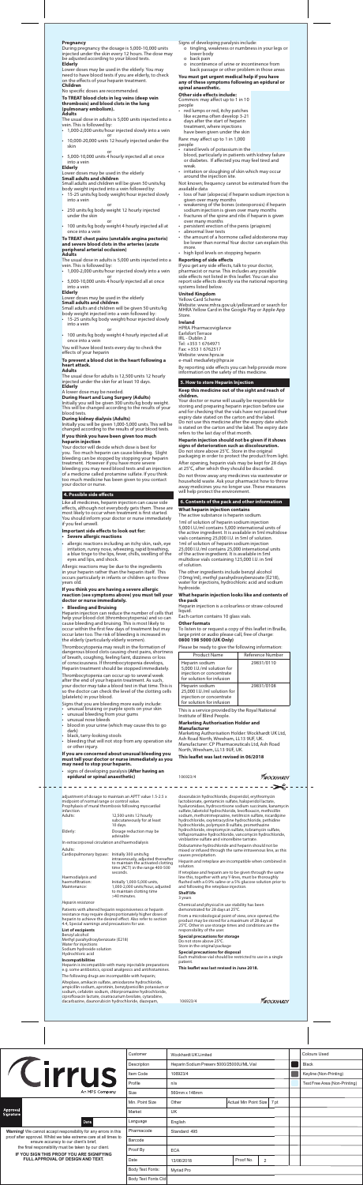**Pregnancy**

During pregnancy the dosage is 5,000-10,000 units injected under the skin every 12 hours. The dose may be adjusted according to your blood tests.

**Elderly**

Lower doses may be used in the elderly. You may need to have blood tests if you are elderly, to check on the effects of your heparin treatment.

**Children**

No specific doses are recommended.

**To TREAT blood clots in leg veins (deep vein thrombosis) and blood clots in the lung (pulmonary embolism).**

**Adults**

The usual dose in adults is 5,000 units injected into a vein. This is followed by:

- 1,000-2,000 units/hour injected slowly into a vein

or

- 10,000-20,000 units 12 hourly injected under the skin

or

- 5,000-10,000 units 4 hourly injected all at once into a vein

**Elderly**

Lower doses may be used in the elderly

**Small adults and children**

Small adults and children will be given 50 units/kg body weight injected into a vein followed by:

- 15-25 units/kg body weight/hour injected slowly into a vein

or

- 250 units/kg body weight 12 hourly injected under the skin

or

- 100 units/kg body weight 4 hourly injected all at once into a vein

**To TREAT chest pains (unstable angina pectoris) and severe blood clots in the arteries (acute peripheral arterial occlusion)**

**Adults**

The usual dose in adults is 5,000 units injected into a vein. This is followed by:

- 1,000-2,000 units/hour injected slowly into a vein

or

- 5,000-10,000 units 4 hourly injected all at once into a vein

**Elderly**

Lower doses may be used in the elderly

**Small adults and children**

Small adults and children will be given 50 units/kg body weight injected into a vein followed by:

- 15-25 units/kg body weight/hour injected slowly into a vein

or

- 100 units/kg body weight 4 hourly injected all at once into a vein

You will have blood tests every day to check the effects of your heparin

**To prevent a blood clot in the heart following a heart attack.**

**Adults**

The usual dose for adults is 12,500 units 12 hourly injected under the skin for at least 10 days.

**Elderly**

A lower dose may be needed.

**During Heart and Lung Surgery (Adults)**

Initially you will be given 300 units/kg body weight. This will be changed according to the results of your blood tests.

**During kidney dialysis (Adults)**

Initially you will be given 1,000-5,000 units. This will be changed according to the results of your blood tests.

**If you think you have been given too much heparin injection**

Your doctor will decide which dose is best for you. Too much heparin can cause bleeding. Slight bleeding can be stopped by stopping your heparin treatment. However if you have more severe bleeding you may need blood tests and an injection of a medicine called protamine sulfate. If you think too much medicine has been given to you contact your doctor or nurse.

## 4. Possible side effects

Like all medicines, heparin injection can cause side effects, although not everybody gets them. These are most likely to occur when treatment is first started. You should inform your doctor or nurse immediately if you feel unwell.

**Important side effects to look out for:**

- **Severe allergic reactions**
- allergic reactions including an itchy skin, rash, eye irritation, runny nose, wheezing, rapid breathing, a blue tinge to the lips, fever, chills, swelling of the eyes and lips, and shock.

Allergic reactions may be due to the ingredients in your heparin rather than the heparin itself. This occurs particularly in infants or children up to three years old.

**If you think you are having a severe allergic reaction (see symptoms above) you must tell your doctor or nurse immediately.**

- **Bleeding and Bruising**

Heparin injection can reduce the number of cells that help your blood clot (thrombocytopenia) and so can cause bleeding and bruising. This is most likely to occur within the first few days of treatment but may occur later too. The risk of bleeding is increased in the elderly (particularly elderly women).

Thrombocytopenia may result in the formation of dangerous blood clots causing chest pains, shortness of breath, coughing, feeling faint, dizziness or loss of consciousness. If thrombocytopenia develops, Heparin treatment should be stopped immediately.

Thrombocytopenia can occur up to several week after the end of your heparin treatment. As such, your doctor may take a blood test in that time. This is so the doctor can check the level of the clotting cells (platelets) in your blood.

Signs that you are bleeding more easily include:

- unusual bruising or purple spots on your skin
- unusual bleeding from your gums
- unusual nose bleeds
- blood in your urine (which may cause this to go dark)
- black, tarry-looking stools
- bleeding that will not stop from any operation site or other injury.

**If you are concerned about unusual bleeding you must tell your doctor or nurse immediately as you may need to stop your heparin.**

- signs of developing paralysis **(After having an epidural or spinal anaesthetic)**

Signs of developing paralysis include:

- tingling, weakness or numbness in your legs or lower body
- back pain
- incontinence of urine or incontinence from back passage or other problem in those areas

**You must get urgent medical help if you have any of these symptoms following an epidural or spinal anaesthetic.**

**Other side effects include:**

Common: may affect up to 1 in 10 people

- red lumps or red, itchy patches like eczema often develop 3-21 days after the start of heparin treatment, where injections have been given under the skin

Rare: may affect up to 1 in 1,000 people

- raised levels of potassium in the blood, particularly in patients with kidney failure or diabetes. If affected you may feel tired and weak.
- irritation or sloughing of skin which may occur around the injection site.

Not known; frequency cannot be estimated from the available data

- loss of hair (alopecia) if heparin sodium injection is given over many months
- weakening of the bones (osteoporosis) if heparin sodium injection is given over many months
- fractures of the spine and ribs if heparin is given over many months
- persistent erection of the penis (priapism)
- abnormal liver tests
- the amount of a hormone called aldosterone may be lower than normal. Your doctor can explain this more.
- high lipid levels on stopping heparin

**Reporting of side effects**

If you get any side effects, talk to your doctor, pharmacist or nurse. This includes any possible side effects not listed in this leaflet. You can also report side effects directly via the national reporting systems listed below.

**United Kingdom**

Yellow Card Scheme

Website: www.mhra.gov.uk/yellowcard or search for MHRA Yellow Card in the Google Play or Apple App Store.

**Ireland**

HPRA Pharmacovigilance
Earlsfort Terrace
IRL - Dublin 2
Tel: +353 1 6764971
Fax: +353 1 6762517
Website: www.hpra.ie
e-mail: medsafety@hpra.ie

By reporting side effects you can help provide more information on the safety of this medicine.

## 5. How to store Heparin Injection

**Keep this medicine out of the sight and reach of children.**

Your doctor or nurse will usually be responsible for storing and preparing heparin injection before use and for checking that the vials have not passed their expiry date stated on the carton and the label. Do not use this medicine after the expiry date which is stated on the carton and the label. The expiry date refers to the last day of that month.

**Heparin injection should not be given if it shows signs of deterioration such as discolouration.**

Do not store above 25°C. Store in the original packaging in order to protect the product from light.

After opening, heparin vials may be kept for 28 days at 25°C, after which they should be discarded.

Do not throw away any medicines via wastewater or household waste. Ask your pharmacist how to throw away medicines you no longer use. These measures will help protect the environment.

## 6. Contents of the pack and other information

**What heparin injection contains**

The active substance is heparin sodium.

1ml of solution of heparin sodium injection 5,000 I.U./ml contains 5,000 international units of the active ingredient. It is available in 5ml multidose vials containing 25,000 I.U. in 5ml of solution.

1ml of solution of heparin sodium injection 25,000 I.U./ml contains 25,000 international units of the active ingredient. It is available in 5ml multidose vials containing 125,000 I.U. in 5ml of solution.

The other ingredients include benzyl alcohol (10mg/ml), methyl parahydroxybenzoate (E218), water for injections, hydrochloric acid and sodium hydroxide.

**What heparin injection looks like and contents of the pack**

Heparin injection is a colourless or straw-coloured liquid.

Each carton contains 10 glass vials.

**Other formats**

To listen to or request a copy of this leaflet in Braille, large print or audio please call, free of charge: **0800 198 5000 (UK Only)**

Please be ready to give the following information:

| Product Name | Reference Number |
|---|---|
| Heparin sodium 5,000 I.U./ml solution for injection or concentrate for solution for infusion | 29831/0110 |
| Heparin sodium 25,000 I.U./ml solution for injection or concentrate for solution for infusion | 29831/0108 |

This is a service provided by the Royal National Institute of Blind People.

**Marketing Authorisation Holder and Manufacturer**

Marketing Authorisation Holder: Wockhardt UK Ltd, Ash Road North, Wrexham, LL13 9UF, UK.
Manufacturer: CP Pharmaceuticals Ltd, Ash Road North, Wrexham, LL13 9UF, UK.

**This leaflet was last revised in 06/2018**

106923/4

WOCKHARDT

adjustment of dosage to maintain an APTT value 1.5-2.5 x midpoint of normal range or control value.

Prophylaxis of mural thrombosis following myocardial infarction

| | |
|---|---|
| Adults: | 12,500 units 12 hourly subcutaneously for at least 10 days |
| Elderly: | Dosage reduction may be advisable |

In extracorporeal circulation and haemodialysis

Adults:

| | |
|---|---|
| Cardiopulmonary bypass: | Initially 300 units/kg intravenously, adjusted thereafter to maintain the activated clotting time (ACT) in the range 400-500 seconds. |
| Haemodialysis and haemofiltration: | Initially 1,000-5,000 units, |
| Maintenance: | 1,000-2,000 units/hour, adjusted to maintain clotting time >40 minutes. |

*Heparin resistance*

Patients with altered heparin responsiveness or heparin resistance may require disproportionately higher doses of heparin to achieve the desired effect. Also refer to section 4.4, Special warnings and precautions for use.

**List of excipients**

Benzyl alcohol
Methyl parahydroxybenzoate (E218)
Water for injections
Sodium hydroxide solution
Hydrochloric acid

**Incompatibilities**

Heparin is incompatible with many injectable preparations e.g. some antibiotics, opioid analgesics and antihistamines.

The following drugs are incompatible with heparin;

Alteplase, amikacin sulfate, amiodarone hydrochloride, ampicillin sodium, aprotinin, benzylpenicillin potassium or sodium, cefalotin sodium, chlorpromazine hydrochloride, ciprofloxacin lactate, cisatracurium besilate, cytarabine, dacarbazine, daunorubicin hydrochloride, diazepam,

doxorubicin hydrochloride, droperidol, erythromycin lactobionate, gentamicin sulfate, haloperidol lactate, hyaluronidase, hydrocortisone sodium succinate, kanamycin sulfate, labetolol hydrochloride, levofloxacin, methicillin sodium, methotrimeprazine, netilmicin sulfate, nicardipine hydrochloride, oxytetracycline hydrochloride, pethidine hydrochloride, polymyxin B sulfate, promethazine hydrochloride, streptomycin sulfate, tobramycin sulfate, triflupromazine hydrochloride, vancomycin hydrochloride, vinblastine sulfate and vinorelbine tartrate.

Dobutamine hydrochloride and heparin should not be mixed or infused through the same intravenous line, as this causes precipitation.

Heparin and reteplase are incompatible when combined in solution.

If reteplase and heparin are to be given through the same line this, together with any Y-lines, must be thoroughly flushed with a 0.9% saline or a 5% glucose solution prior to and following the reteplase injection.

**Shelf life**

3 years

Chemical and physical in use stability has been demonstrated for 28 days at 25°C

From a microbiological point of view, once opened, the product may be stored for a maximum of 28 days at 25°C. Other in use storage times and conditions are the responsibility of the user.

**Special precautions for storage**

Do not store above 25°C
Store in the original package

**Special precautions for disposal**

Each multidose vial should be restricted to use in a single patient.

**This leaflet was last revised in June 2018.**

106923/4

WOCKHARDT

Cirrus
An MPS company

Approval Signature

Date

**Warning!** We cannot accept responsibility for any errors in this proof after approval. Whilst we take extreme care at all times to ensure accuracy to our client's brief, the final responsibility must be taken by our client.

**IF YOU SIGN THIS PROOF YOU ARE SIGNIFYING FULL APPROVAL OF DESIGN AND TEXT.**

| | | | | | |
|---|---|---|---|---|---|
| Customer | Wockhardt UK Limited | | | | |
| Description | Heparin Sodium Preserv 5000/25000IU/ML Vial | | | | |
| Item Code | 106923/4 | | | | |
| Profile | n/a | | | | |
| Size | 580mm x 148mm | | | | |
| Min. Point Size | Other | Actual Min Point Size | 7 pt | | |
| Market | UK | | | | |
| Language | English | | | | |
| Pharmacode | Standard 495 | | | | |
| Barcode | | | | | |
| Proof By | ECA | | | | |
| Date | 13/06/2018 | Proof No. | 2 | | |
| Body Text Fonts | Myriad Pro | | | | |
| Body Text Fonts Col | | | | | |

Colours Used

Black

Keyline (Non-Printing)

Text Free Area (Non-Printing)